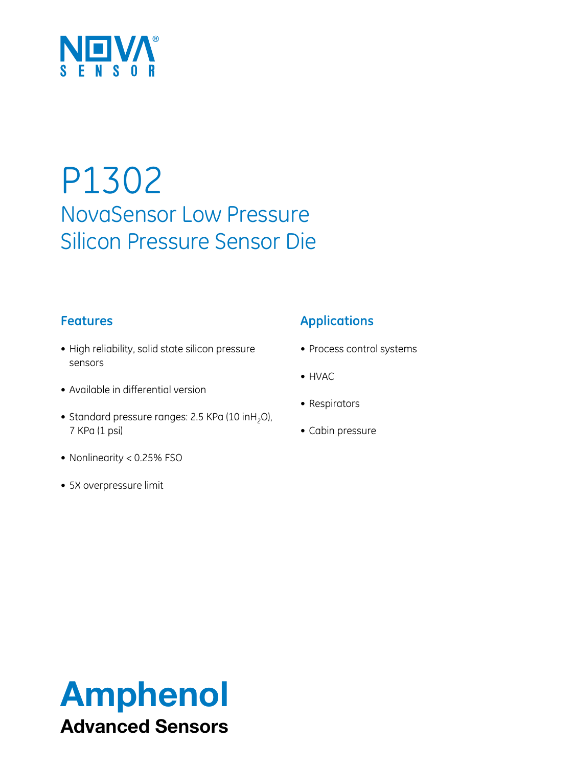NOVA SENSOR

# P1302

## NovaSensor Low Pressure Silicon Pressure Sensor Die

### Features

- High reliability, solid state silicon pressure sensors
- Available in differential version
- Standard pressure ranges: 2.5 KPa (10 in$H_2O$), 7 KPa (1 psi)
- Nonlinearity < 0.25% FSO
- 5X overpressure limit

### Applications

- Process control systems
- HVAC
- Respirators
- Cabin pressure

**Amphenol**
**Advanced Sensors**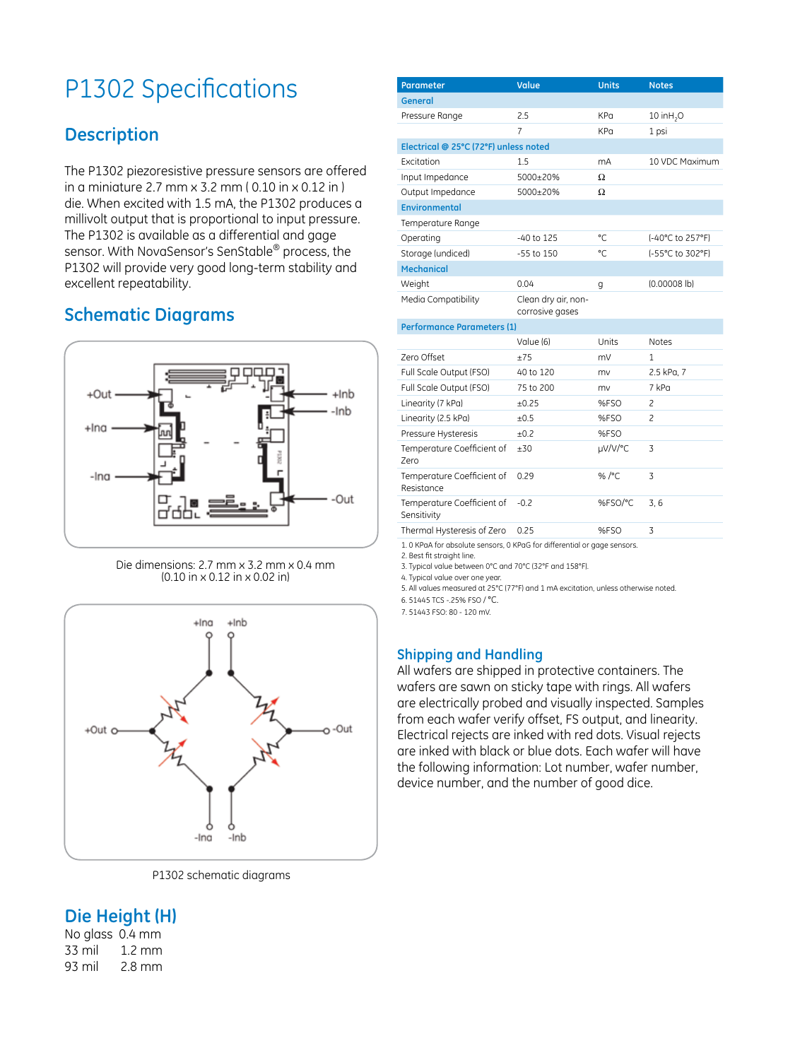# P1302 Specifications

## Description

The P1302 piezoresistive pressure sensors are offered in a miniature 2.7 mm x 3.2 mm ( 0.10 in x 0.12 in ) die. When excited with 1.5 mA, the P1302 produces a millivolt output that is proportional to input pressure. The P1302 is available as a differential and gage sensor. With NovaSensor's SenStable® process, the P1302 will provide very good long-term stability and excellent repeatability.

## Schematic Diagrams

Die dimensions: 2.7 mm x 3.2 mm x 0.4 mm
(0.10 in x 0.12 in x 0.02 in)

P1302 schematic diagrams

## Die Height (H)

No glass 0.4 mm
33 mil 1.2 mm
93 mil 2.8 mm

| Parameter | Value | Units | Notes |
|---|---|---|---|
| **General** | | | |
| Pressure Range | 2.5 | KPa | 10 $inH_2O$ |
| | 7 | KPa | 1 psi |
| **Electrical @ 25°C (72°F) unless noted** | | | |
| Excitation | 1.5 | mA | 10 VDC Maximum |
| Input Impedance | 5000±20% | Ω | |
| Output Impedance | 5000±20% | Ω | |
| **Environmental** | | | |
| Temperature Range | | | |
| Operating | -40 to 125 | °C | (-40°C to 257°F) |
| Storage (undiced) | -55 to 150 | °C | (-55°C to 302°F) |
| **Mechanical** | | | |
| Weight | 0.04 | g | (0.00008 lb) |
| Media Compatibility | Clean dry air, non-corrosive gases | | |
| **Performance Parameters (1)** | | | |
| | Value (6) | Units | Notes |
| Zero Offset | ±75 | mV | 1 |
| Full Scale Output (FSO) | 40 to 120 | mv | 2.5 kPa, 7 |
| Full Scale Output (FSO) | 75 to 200 | mv | 7 kPa |
| Linearity (7 kPa) | ±0.25 | %FSO | 2 |
| Linearity (2.5 kPa) | ±0.5 | %FSO | 2 |
| Pressure Hysteresis | ±0.2 | %FSO | |
| Temperature Coefficient of Zero | ±30 | µV/V/°C | 3 |
| Temperature Coefficient of Resistance | 0.29 | % /°C | 3 |
| Temperature Coefficient of Sensitivity | -0.2 | %FSO/°C | 3, 6 |
| Thermal Hysteresis of Zero | 0.25 | %FSO | 3 |

1. 0 KPaA for absolute sensors, 0 KPaG for differential or gage sensors.
2. Best fit straight line.
3. Typical value between 0°C and 70°C (32°F and 158°F).
4. Typical value over one year.
5. All values measured at 25°C (77°F) and 1 mA excitation, unless otherwise noted.
6. 51445 TCS -.25% FSO / °C.
7. 51443 FSO: 80 - 120 mV.

## Shipping and Handling

All wafers are shipped in protective containers. The wafers are sawn on sticky tape with rings. All wafers are electrically probed and visually inspected. Samples from each wafer verify offset, FS output, and linearity. Electrical rejects are inked with red dots. Visual rejects are inked with black or blue dots. Each wafer will have the following information: Lot number, wafer number, device number, and the number of good dice.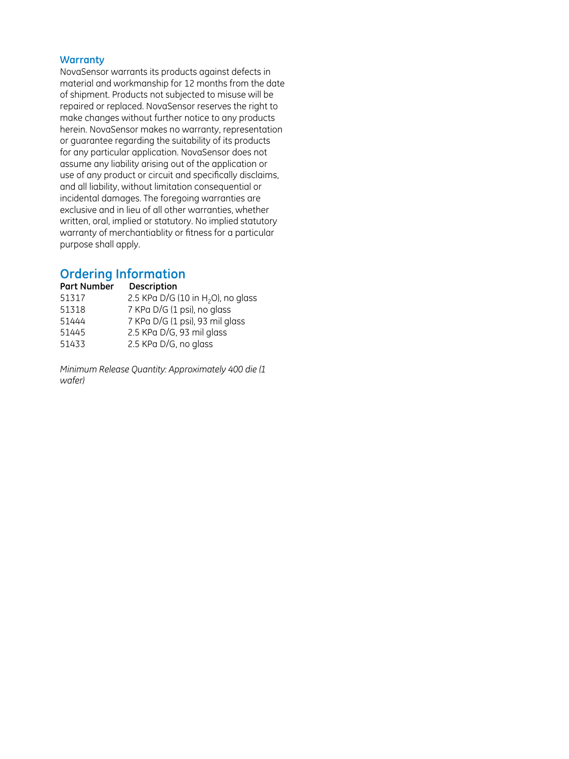### Warranty

NovaSensor warrants its products against defects in material and workmanship for 12 months from the date of shipment. Products not subjected to misuse will be repaired or replaced. NovaSensor reserves the right to make changes without further notice to any products herein. NovaSensor makes no warranty, representation or guarantee regarding the suitability of its products for any particular application. NovaSensor does not assume any liability arising out of the application or use of any product or circuit and specifically disclaims, and all liability, without limitation consequential or incidental damages. The foregoing warranties are exclusive and in lieu of all other warranties, whether written, oral, implied or statutory. No implied statutory warranty of merchantiablity or fitness for a particular purpose shall apply.

## Ordering Information

| Part Number | Description |
|---|---|
| 51317 | 2.5 KPa D/G (10 in $H_2O$), no glass |
| 51318 | 7 KPa D/G (1 psi), no glass |
| 51444 | 7 KPa D/G (1 psi), 93 mil glass |
| 51445 | 2.5 KPa D/G, 93 mil glass |
| 51433 | 2.5 KPa D/G, no glass |

*Minimum Release Quantity: Approximately 400 die (1 wafer)*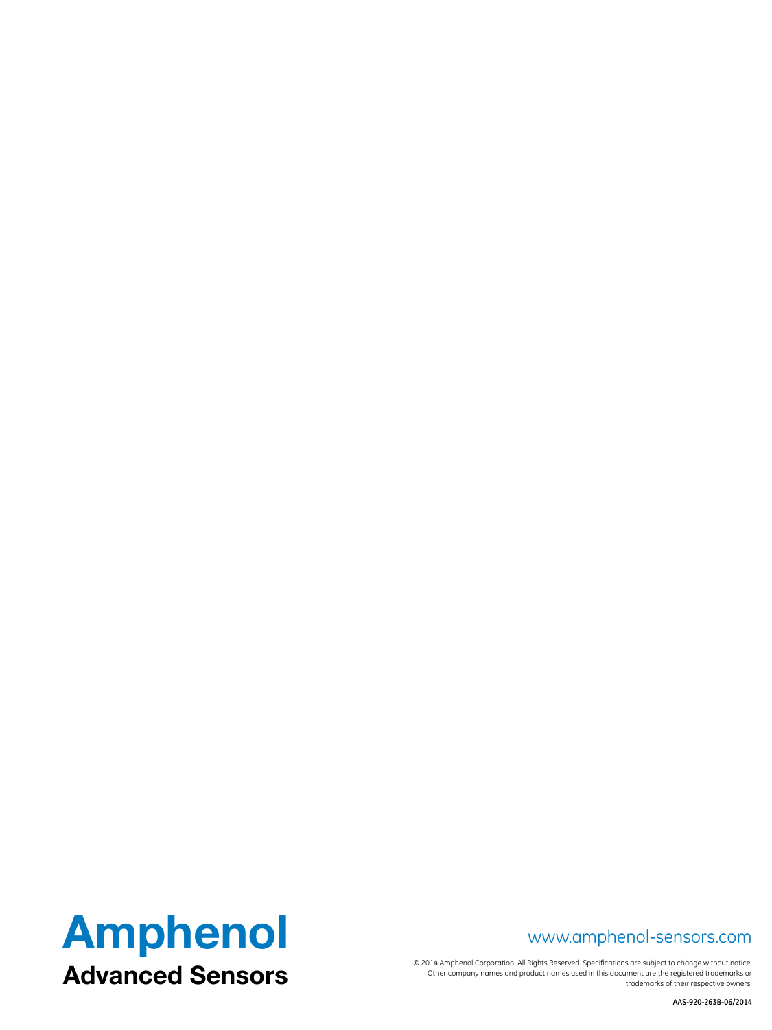**Amphenol**
**Advanced Sensors**

www.amphenol-sensors.com

© 2014 Amphenol Corporation. All Rights Reserved. Specifications are subject to change without notice. Other company names and product names used in this document are the registered trademarks or trademarks of their respective owners.

**AAS-920-263B-06/2014**